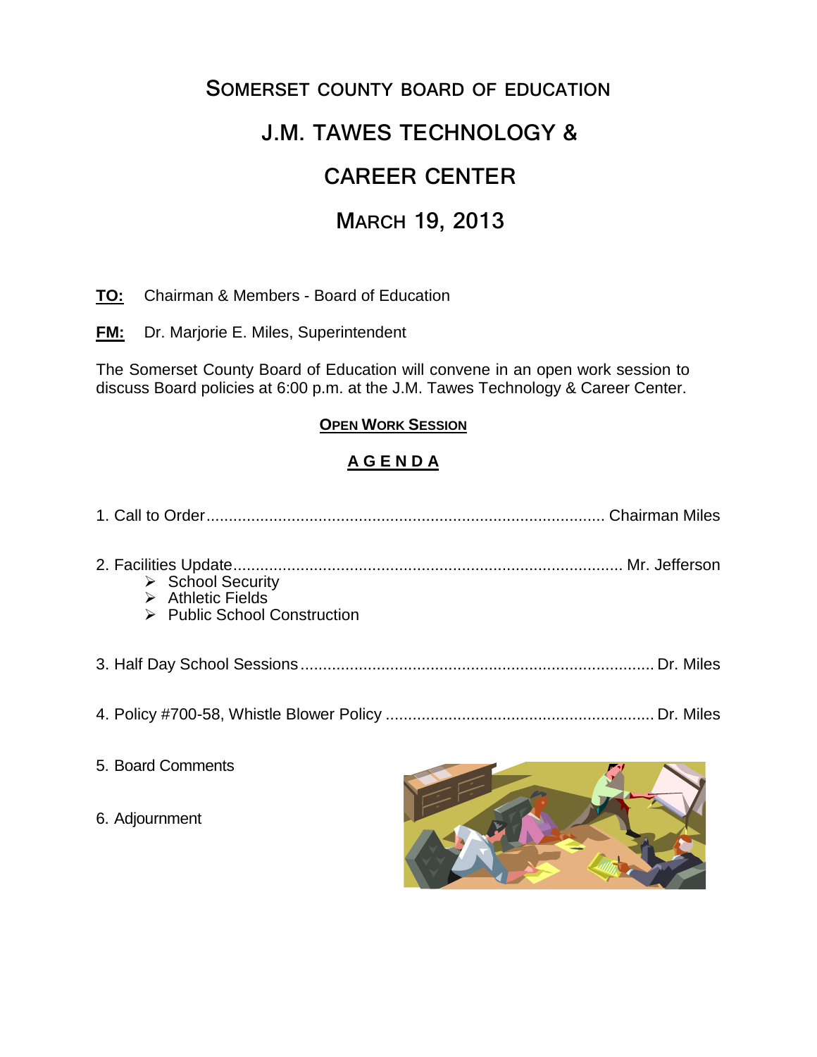# SOMERSET COUNTY BOARD OF EDUCATION

# J.M. TAWES TECHNOLOGY & CAREER CENTER

# MARCH 19, 2013

**TO:** Chairman & Members - Board of Education

**FM:** Dr. Marjorie E. Miles, Superintendent

The Somerset County Board of Education will convene in an open work session to discuss Board policies at 6:00 p.m. at the J.M. Tawes Technology & Career Center.

## OPEN WORK SESSION

## A G E N D A

1. Call to Order........................................................................................ Chairman Miles

2. Facilities Update...................................................................................... Mr. Jefferson
   - School Security
   - Athletic Fields
   - Public School Construction

3. Half Day School Sessions.............................................................................. Dr. Miles

4. Policy #700-58, Whistle Blower Policy ........................................................... Dr. Miles

5. Board Comments

6. Adjournment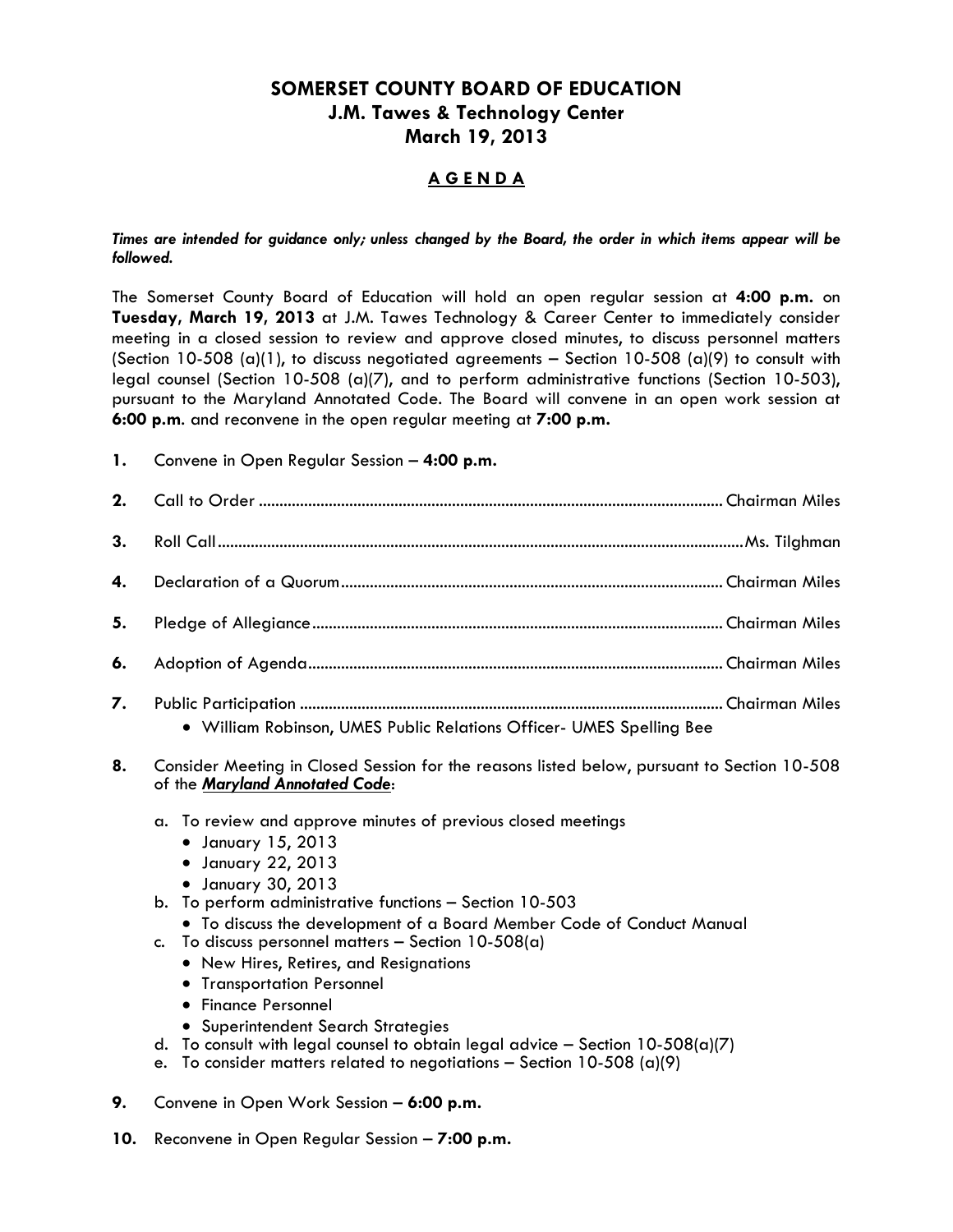# SOMERSET COUNTY BOARD OF EDUCATION
## J.M. Tawes & Technology Center
## March 19, 2013

### A G E N D A

***Times are intended for guidance only; unless changed by the Board, the order in which items appear will be followed.***

The Somerset County Board of Education will hold an open regular session at **4:00 p.m.** on **Tuesday, March 19, 2013** at J.M. Tawes Technology & Career Center to immediately consider meeting in a closed session to review and approve closed minutes, to discuss personnel matters (Section 10-508 (a)(1), to discuss negotiated agreements – Section 10-508 (a)(9) to consult with legal counsel (Section 10-508 (a)(7), and to perform administrative functions (Section 10-503), pursuant to the Maryland Annotated Code. The Board will convene in an open work session at **6:00 p.m.** and reconvene in the open regular meeting at **7:00 p.m.**

**1.** Convene in Open Regular Session – **4:00 p.m.**

**2.** Call to Order ................................................................ Chairman Miles

**3.** Roll Call ................................................................ Ms. Tilghman

**4.** Declaration of a Quorum ................................................................ Chairman Miles

**5.** Pledge of Allegiance ................................................................ Chairman Miles

**6.** Adoption of Agenda ................................................................ Chairman Miles

**7.** Public Participation ................................................................ Chairman Miles
- William Robinson, UMES Public Relations Officer- UMES Spelling Bee

**8.** Consider Meeting in Closed Session for the reasons listed below, pursuant to Section 10-508 of the ***Maryland Annotated Code***:

a. To review and approve minutes of previous closed meetings
   - January 15, 2013
   - January 22, 2013
   - January 30, 2013

b. To perform administrative functions – Section 10-503
   - To discuss the development of a Board Member Code of Conduct Manual

c. To discuss personnel matters – Section 10-508(a)
   - New Hires, Retires, and Resignations
   - Transportation Personnel
   - Finance Personnel
   - Superintendent Search Strategies

d. To consult with legal counsel to obtain legal advice – Section 10-508(a)(7)

e. To consider matters related to negotiations – Section 10-508 (a)(9)

**9.** Convene in Open Work Session – **6:00 p.m.**

**10.** Reconvene in Open Regular Session – **7:00 p.m.**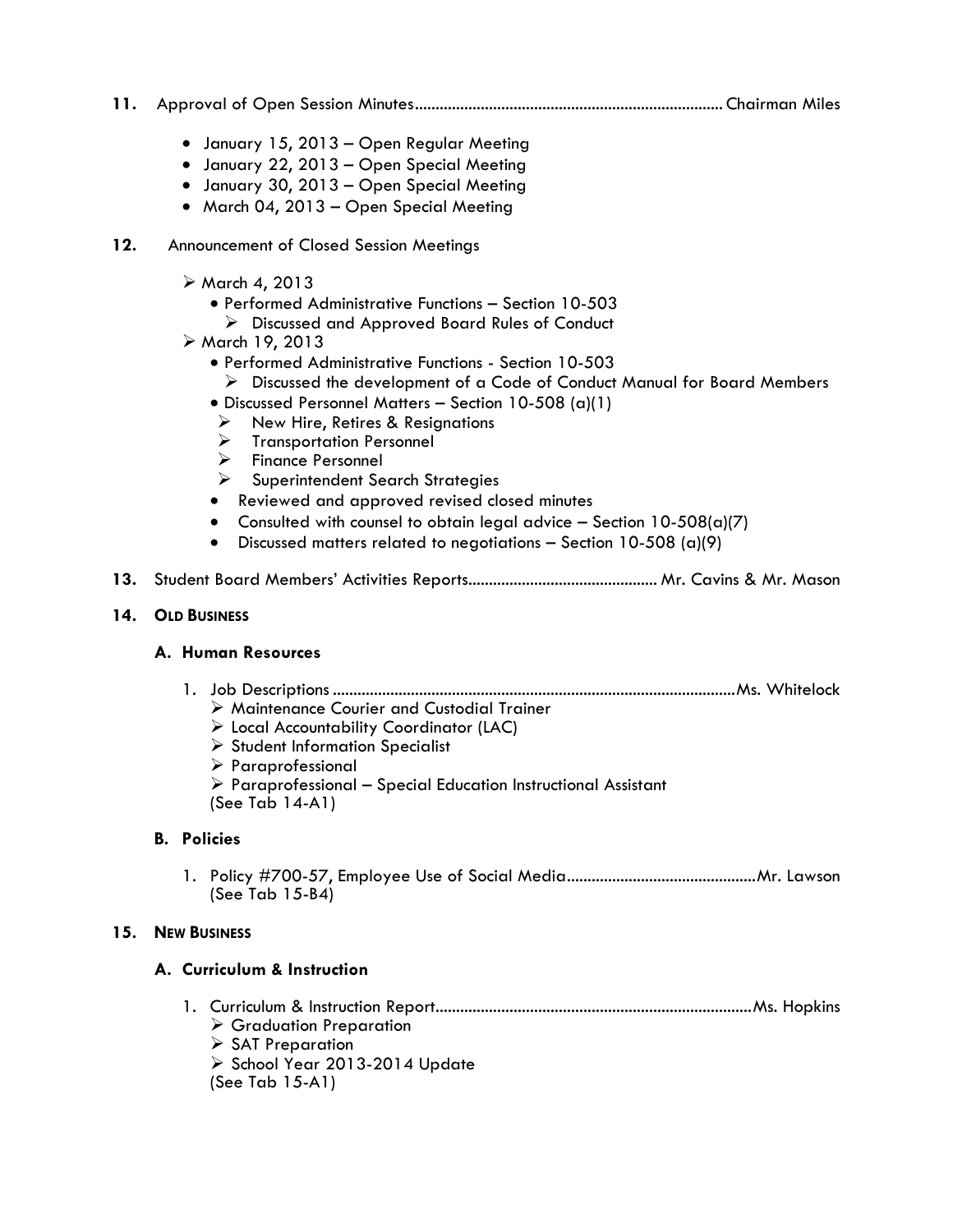**11.** Approval of Open Session Minutes........................................................................ Chairman Miles

- January 15, 2013 – Open Regular Meeting
- January 22, 2013 – Open Special Meeting
- January 30, 2013 – Open Special Meeting
- March 04, 2013 – Open Special Meeting

**12.** Announcement of Closed Session Meetings

- ➢ March 4, 2013
  - Performed Administrative Functions – Section 10-503
    - ➢ Discussed and Approved Board Rules of Conduct
- ➢ March 19, 2013
  - Performed Administrative Functions - Section 10-503
    - ➢ Discussed the development of a Code of Conduct Manual for Board Members
  - Discussed Personnel Matters – Section 10-508 (a)(1)
    - ➢ New Hire, Retires & Resignations
    - ➢ Transportation Personnel
    - ➢ Finance Personnel
    - ➢ Superintendent Search Strategies
  - Reviewed and approved revised closed minutes
  - Consulted with counsel to obtain legal advice – Section 10-508(a)(7)
  - Discussed matters related to negotiations – Section 10-508 (a)(9)

**13.** Student Board Members' Activities Reports............................................ Mr. Cavins & Mr. Mason

**14. OLD BUSINESS**

**A. Human Resources**

1. Job Descriptions ................................................................................................Ms. Whitelock
   - ➢ Maintenance Courier and Custodial Trainer
   - ➢ Local Accountability Coordinator (LAC)
   - ➢ Student Information Specialist
   - ➢ Paraprofessional
   - ➢ Paraprofessional – Special Education Instructional Assistant

   (See Tab 14-A1)

**B. Policies**

1. Policy #700-57, Employee Use of Social Media.............................................Mr. Lawson
   (See Tab 15-B4)

**15. NEW BUSINESS**

**A. Curriculum & Instruction**

1. Curriculum & Instruction Report............................................................................Ms. Hopkins
   - ➢ Graduation Preparation
   - ➢ SAT Preparation
   - ➢ School Year 2013-2014 Update

   (See Tab 15-A1)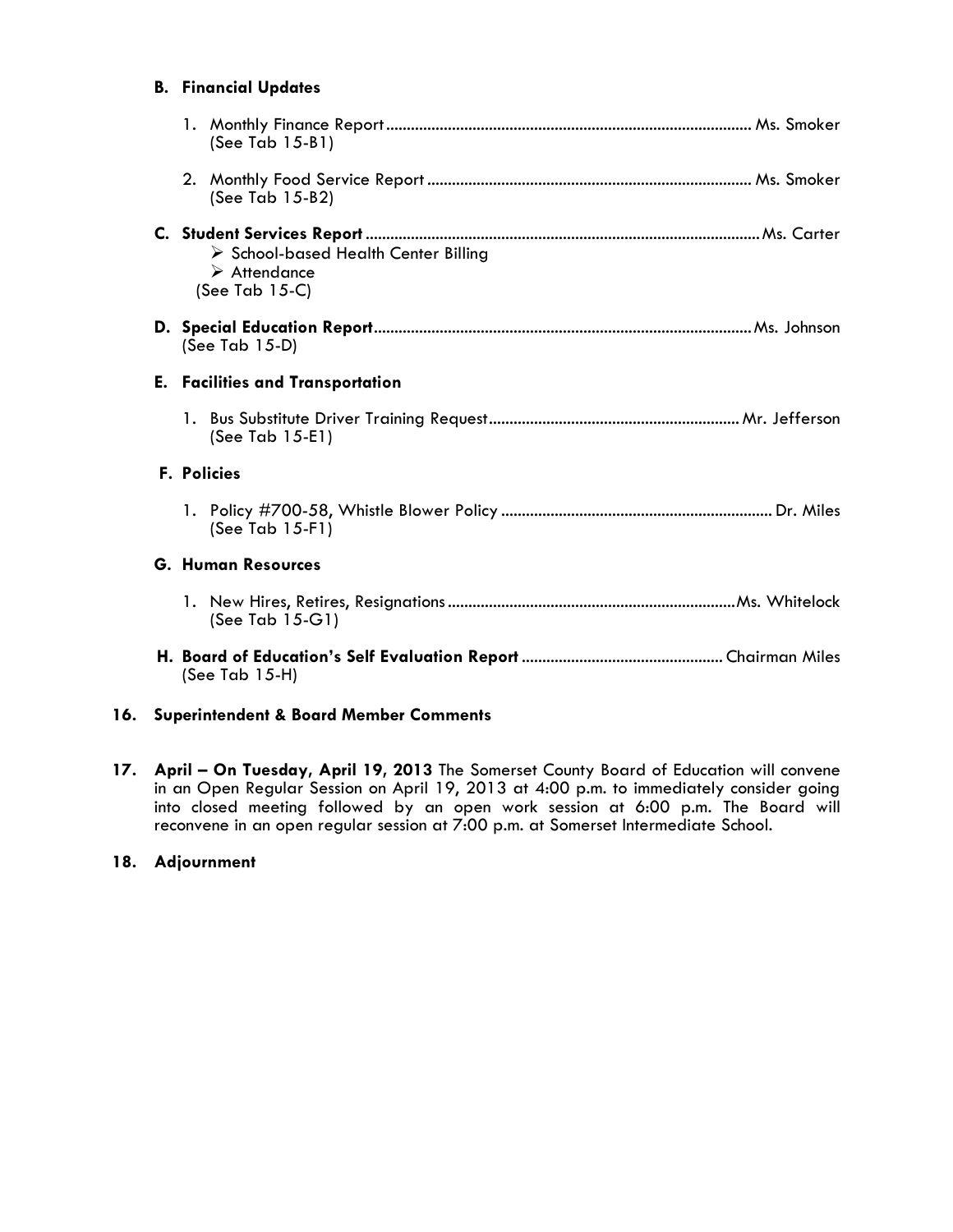**B. Financial Updates**

1. Monthly Finance Report ........................................................................................ Ms. Smoker
   (See Tab 15-B1)

2. Monthly Food Service Report ............................................................................. Ms. Smoker
   (See Tab 15-B2)

**C. Student Services Report** ................................................................................................ Ms. Carter
- ➢ School-based Health Center Billing
- ➢ Attendance

(See Tab 15-C)

**D. Special Education Report** ............................................................................................ Ms. Johnson
(See Tab 15-D)

**E. Facilities and Transportation**

1. Bus Substitute Driver Training Request ............................................................ Mr. Jefferson
   (See Tab 15-E1)

**F. Policies**

1. Policy #700-58, Whistle Blower Policy .................................................................. Dr. Miles
   (See Tab 15-F1)

**G. Human Resources**

1. New Hires, Retires, Resignations ..................................................................... Ms. Whitelock
   (See Tab 15-G1)

**H. Board of Education's Self Evaluation Report** ................................................ Chairman Miles
(See Tab 15-H)

**16. Superintendent & Board Member Comments**

**17. April – On Tuesday, April 19, 2013** The Somerset County Board of Education will convene in an Open Regular Session on April 19, 2013 at 4:00 p.m. to immediately consider going into closed meeting followed by an open work session at 6:00 p.m. The Board will reconvene in an open regular session at 7:00 p.m. at Somerset Intermediate School.

**18. Adjournment**